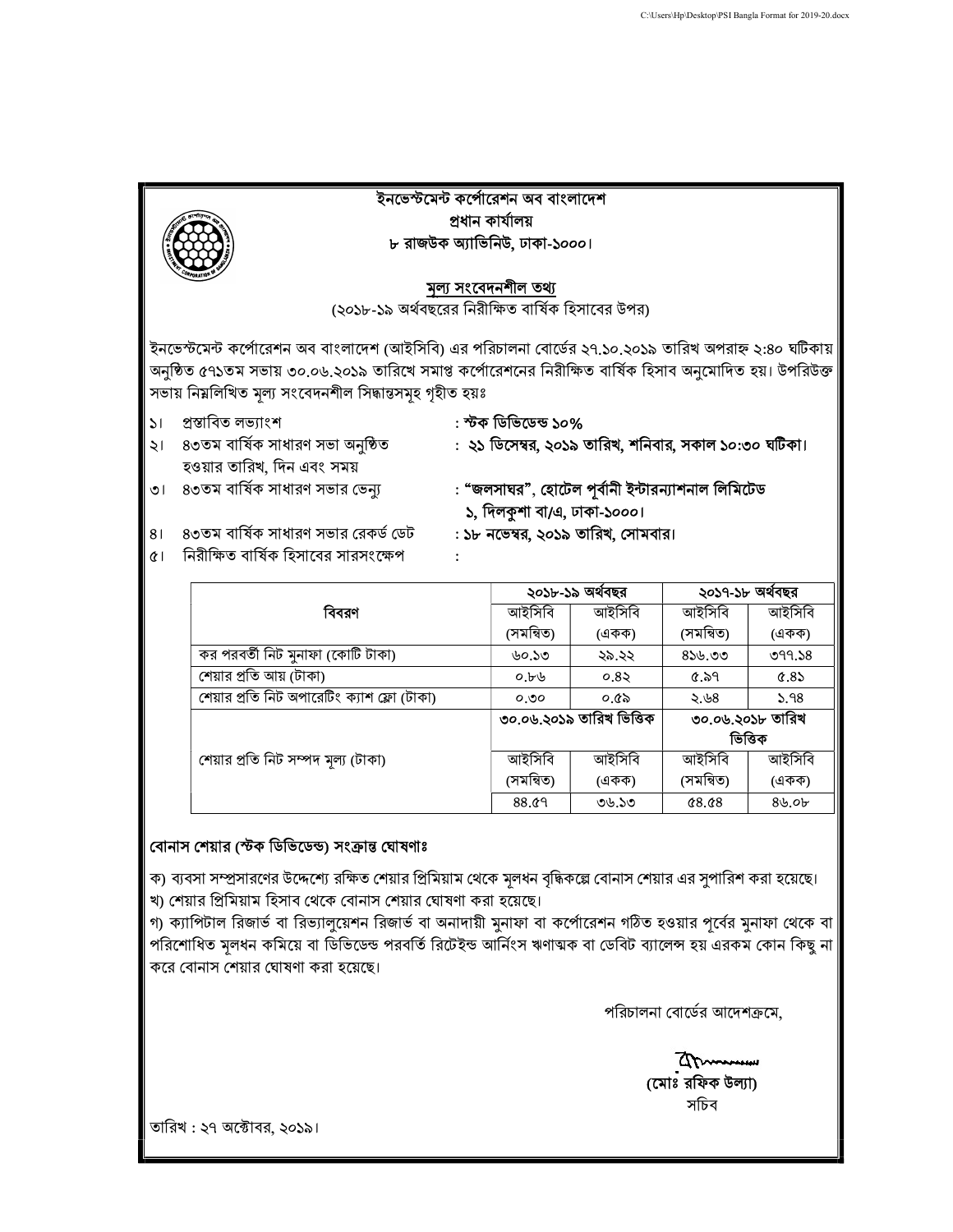# ইনভেস্টমেন্ট কর্পোরেশন অব বাংলাদেশ

**প্রধান কার্যালয়**

**৮ রাজউক অ্যাভিনিউ, ঢাকা-১০০০।**

## মূল্য সংবেদনশীল তথ্য

(২০১৮-১৯ অর্থবছরের নিরীক্ষিত বার্ষিক হিসাবের উপর)

ইনভেস্টমেন্ট কর্পোরেশন অব বাংলাদেশ (আইসিবি) এর পরিচালনা বোর্ডের ২৭.১০.২০১৯ তারিখ অপরাহ্ন ২:৪০ ঘটিকায় অনুষ্ঠিত ৫৭১তম সভায় ৩০.০৬.২০১৯ তারিখে সমাপ্ত কর্পোরেশনের নিরীক্ষিত বার্ষিক হিসাব অনুমোদিত হয়। উপরিউক্ত সভায় নিম্নলিখিত মূল্য সংবেদনশীল সিদ্ধান্তসমূহ গৃহীত হয়ঃ

১। প্রস্তাবিত লভ্যাংশ : **স্টক ডিভিডেন্ড ১০%**

২। ৪৩তম বার্ষিক সাধারণ সভা অনুষ্ঠিত হওয়ার তারিখ, দিন এবং সময় : **২১ ডিসেম্বর, ২০১৯ তারিখ, শনিবার, সকাল ১০:৩০ ঘটিকা।**

৩। ৪৩তম বার্ষিক সাধারণ সভার ভেন্যু : **"জলসাঘর", হোটেল পূর্বানী ইন্টারন্যাশনাল লিমিটেড ১, দিলকুশা বা/এ, ঢাকা-১০০০।**

৪। ৪৩তম বার্ষিক সাধারণ সভার রেকর্ড ডেট : **১৮ নভেম্বর, ২০১৯ তারিখ, সোমবার।**

৫। নিরীক্ষিত বার্ষিক হিসাবের সারসংক্ষেপ :

| বিবরণ | ২০১৮-১৯ অর্থবছর | | ২০১৭-১৮ অর্থবছর | |
|---|---|---|---|---|
| | আইসিবি (সমন্বিত) | আইসিবি (একক) | আইসিবি (সমন্বিত) | আইসিবি (একক) |
| কর পরবর্তী নিট মুনাফা (কোটি টাকা) | ৬০.১৩ | ২৯.২২ | ৪১৬.৩৩ | ৩৭৭.১৪ |
| শেয়ার প্রতি আয় (টাকা) | ০.৮৬ | ০.৪২ | ৫.৯৭ | ৫.৪১ |
| শেয়ার প্রতি নিট অপারেটিং ক্যাশ ফ্লো (টাকা) | ০.৩০ | ০.৫৯ | ২.৬৪ | ১.৭৪ |
| | ৩০.০৬.২০১৯ তারিখ ভিত্তিক | | ৩০.০৬.২০১৮ তারিখ ভিত্তিক | |
| শেয়ার প্রতি নিট সম্পদ মূল্য (টাকা) | আইসিবি (সমন্বিত) | আইসিবি (একক) | আইসিবি (সমন্বিত) | আইসিবি (একক) |
| | ৪৪.৫৭ | ৩৬.১৩ | ৫৪.৫৪ | ৪৬.০৮ |

**বোনাস শেয়ার (স্টক ডিভিডেন্ড) সংক্রান্ত ঘোষণাঃ**

ক) ব্যবসা সম্প্রসারণের উদ্দেশ্যে রক্ষিত শেয়ার প্রিমিয়াম থেকে মূলধন বৃদ্ধিকল্পে বোনাস শেয়ার এর সুপারিশ করা হয়েছে।
খ) শেয়ার প্রিমিয়াম হিসাব থেকে বোনাস শেয়ার ঘোষণা করা হয়েছে।
গ) ক্যাপিটাল রিজার্ভ বা রিভ্যালুয়েশন রিজার্ভ বা অনাদায়ী মুনাফা বা কর্পোরেশন গঠিত হওয়ার পূর্বের মুনাফা থেকে বা পরিশোধিত মূলধন কমিয়ে বা ডিভিডেন্ড পরবর্তি রিটেইন্ড আর্নিংস ঋণাত্মক বা ডেবিট ব্যালেন্স হয় এরকম কোন কিছু না করে বোনাস শেয়ার ঘোষণা করা হয়েছে।

পরিচালনা বোর্ডের আদেশক্রমে,

**(মোঃ রফিক উল্যা)**
সচিব

তারিখ : ২৭ অক্টোবর, ২০১৯।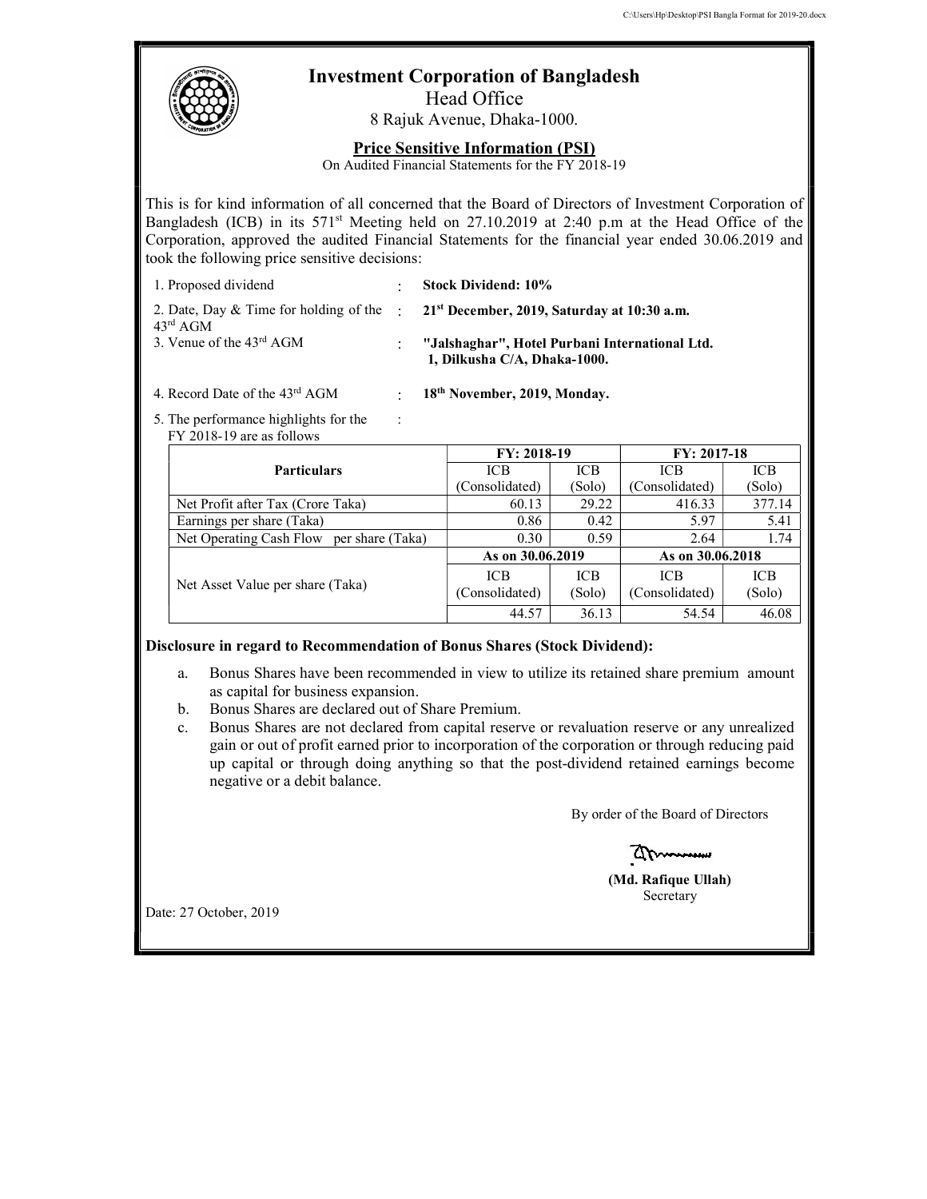# Investment Corporation of Bangladesh

Head Office

8 Rajuk Avenue, Dhaka-1000.

## Price Sensitive Information (PSI)

On Audited Financial Statements for the FY 2018-19

This is for kind information of all concerned that the Board of Directors of Investment Corporation of Bangladesh (ICB) in its 571st Meeting held on 27.10.2019 at 2:40 p.m at the Head Office of the Corporation, approved the audited Financial Statements for the financial year ended 30.06.2019 and took the following price sensitive decisions:

| | | |
|---|---|---|
| 1. Proposed dividend | : | **Stock Dividend: 10%** |
| 2. Date, Day & Time for holding of the 43rd AGM | : | **21st December, 2019, Saturday at 10:30 a.m.** |
| 3. Venue of the 43rd AGM | : | **"Jalshaghar", Hotel Purbani International Ltd. 1, Dilkusha C/A, Dhaka-1000.** |
| 4. Record Date of the 43rd AGM | : | **18th November, 2019, Monday.** |
| 5. The performance highlights for the FY 2018-19 are as follows | : | |

| Particulars | **FY: 2018-19** | | **FY: 2017-18** | |
|---|---|---|---|---|
| | ICB (Consolidated) | ICB (Solo) | ICB (Consolidated) | ICB (Solo) |
| Net Profit after Tax (Crore Taka) | 60.13 | 29.22 | 416.33 | 377.14 |
| Earnings per share (Taka) | 0.86 | 0.42 | 5.97 | 5.41 |
| Net Operating Cash Flow per share (Taka) | 0.30 | 0.59 | 2.64 | 1.74 |
| | **As on 30.06.2019** | | **As on 30.06.2018** | |
| Net Asset Value per share (Taka) | ICB (Consolidated) | ICB (Solo) | ICB (Consolidated) | ICB (Solo) |
| | 44.57 | 36.13 | 54.54 | 46.08 |

**Disclosure in regard to Recommendation of Bonus Shares (Stock Dividend):**

a. Bonus Shares have been recommended in view to utilize its retained share premium amount as capital for business expansion.

b. Bonus Shares are declared out of Share Premium.

c. Bonus Shares are not declared from capital reserve or revaluation reserve or any unrealized gain or out of profit earned prior to incorporation of the corporation or through reducing paid up capital or through doing anything so that the post-dividend retained earnings become negative or a debit balance.

By order of the Board of Directors

**(Md. Rafique Ullah)**
Secretary

Date: 27 October, 2019